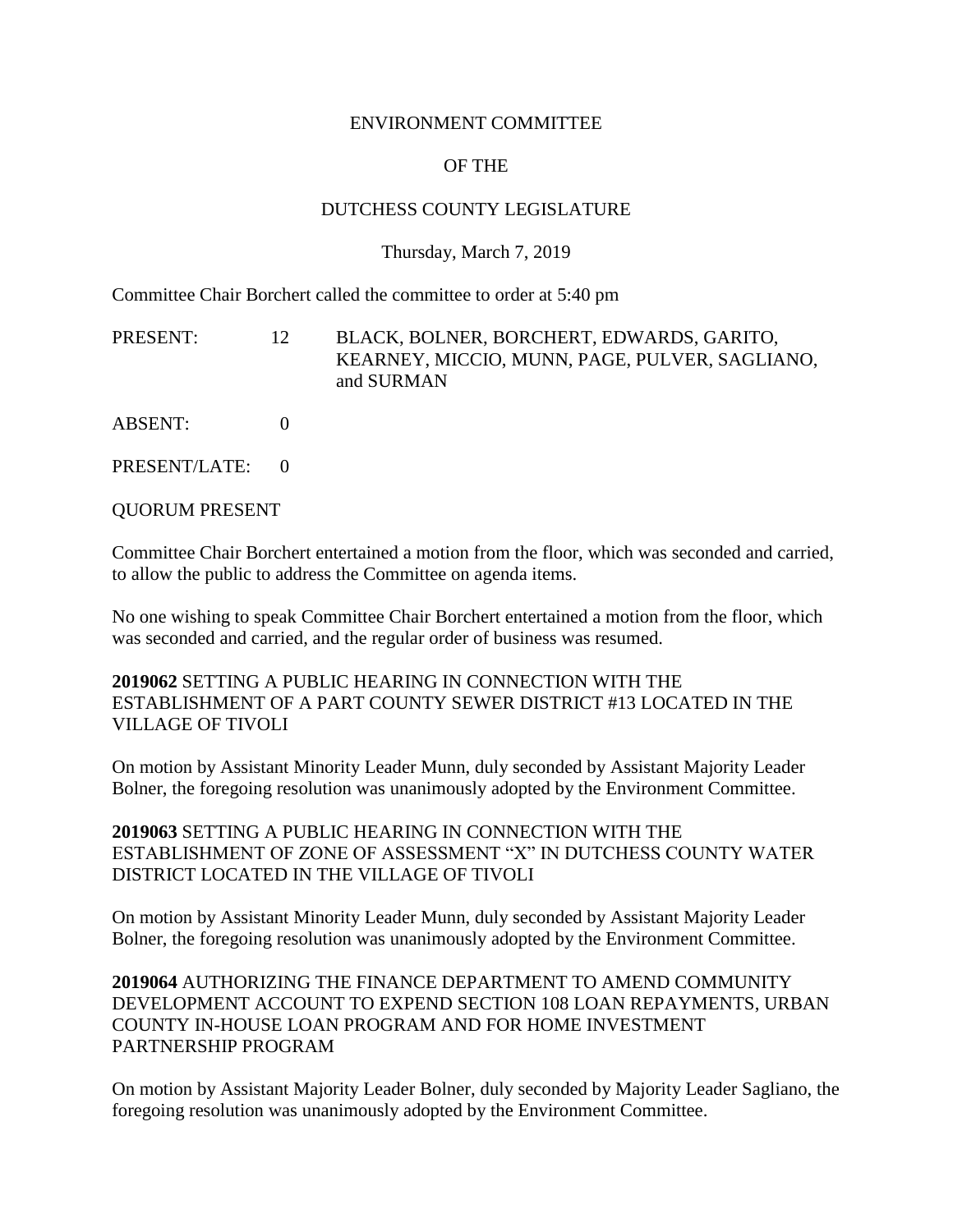ENVIRONMENT COMMITTEE

OF THE

DUTCHESS COUNTY LEGISLATURE

Thursday, March 7, 2019

Committee Chair Borchert called the committee to order at 5:40 pm

PRESENT: 12 BLACK, BOLNER, BORCHERT, EDWARDS, GARITO, KEARNEY, MICCIO, MUNN, PAGE, PULVER, SAGLIANO, and SURMAN

ABSENT: 0

PRESENT/LATE: 0

QUORUM PRESENT

Committee Chair Borchert entertained a motion from the floor, which was seconded and carried, to allow the public to address the Committee on agenda items.

No one wishing to speak Committee Chair Borchert entertained a motion from the floor, which was seconded and carried, and the regular order of business was resumed.

**2019062** SETTING A PUBLIC HEARING IN CONNECTION WITH THE ESTABLISHMENT OF A PART COUNTY SEWER DISTRICT #13 LOCATED IN THE VILLAGE OF TIVOLI

On motion by Assistant Minority Leader Munn, duly seconded by Assistant Majority Leader Bolner, the foregoing resolution was unanimously adopted by the Environment Committee.

**2019063** SETTING A PUBLIC HEARING IN CONNECTION WITH THE ESTABLISHMENT OF ZONE OF ASSESSMENT "X" IN DUTCHESS COUNTY WATER DISTRICT LOCATED IN THE VILLAGE OF TIVOLI

On motion by Assistant Minority Leader Munn, duly seconded by Assistant Majority Leader Bolner, the foregoing resolution was unanimously adopted by the Environment Committee.

**2019064** AUTHORIZING THE FINANCE DEPARTMENT TO AMEND COMMUNITY DEVELOPMENT ACCOUNT TO EXPEND SECTION 108 LOAN REPAYMENTS, URBAN COUNTY IN-HOUSE LOAN PROGRAM AND FOR HOME INVESTMENT PARTNERSHIP PROGRAM

On motion by Assistant Majority Leader Bolner, duly seconded by Majority Leader Sagliano, the foregoing resolution was unanimously adopted by the Environment Committee.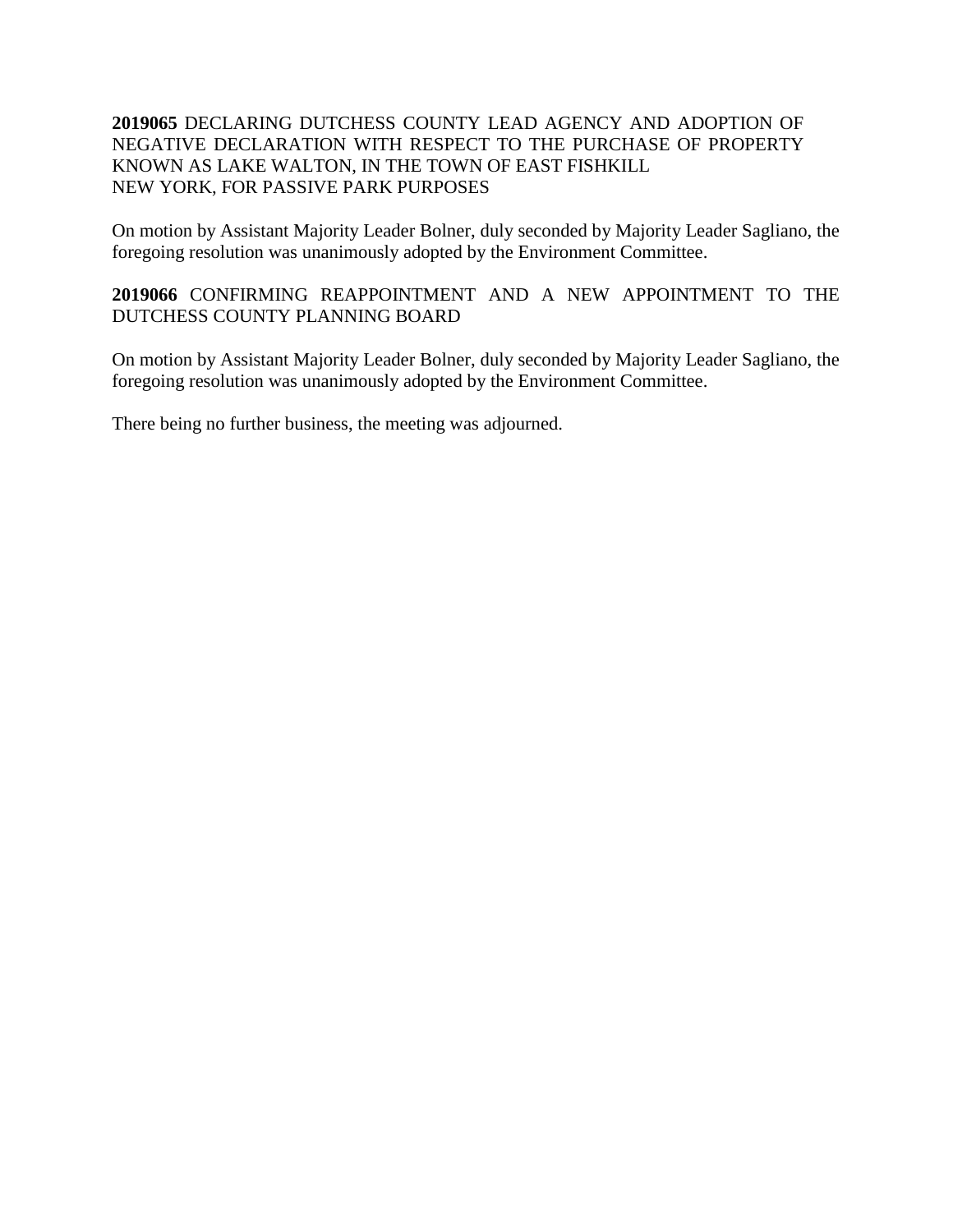**2019065** DECLARING DUTCHESS COUNTY LEAD AGENCY AND ADOPTION OF NEGATIVE DECLARATION WITH RESPECT TO THE PURCHASE OF PROPERTY KNOWN AS LAKE WALTON, IN THE TOWN OF EAST FISHKILL NEW YORK, FOR PASSIVE PARK PURPOSES

On motion by Assistant Majority Leader Bolner, duly seconded by Majority Leader Sagliano, the foregoing resolution was unanimously adopted by the Environment Committee.

**2019066** CONFIRMING REAPPOINTMENT AND A NEW APPOINTMENT TO THE DUTCHESS COUNTY PLANNING BOARD

On motion by Assistant Majority Leader Bolner, duly seconded by Majority Leader Sagliano, the foregoing resolution was unanimously adopted by the Environment Committee.

There being no further business, the meeting was adjourned.